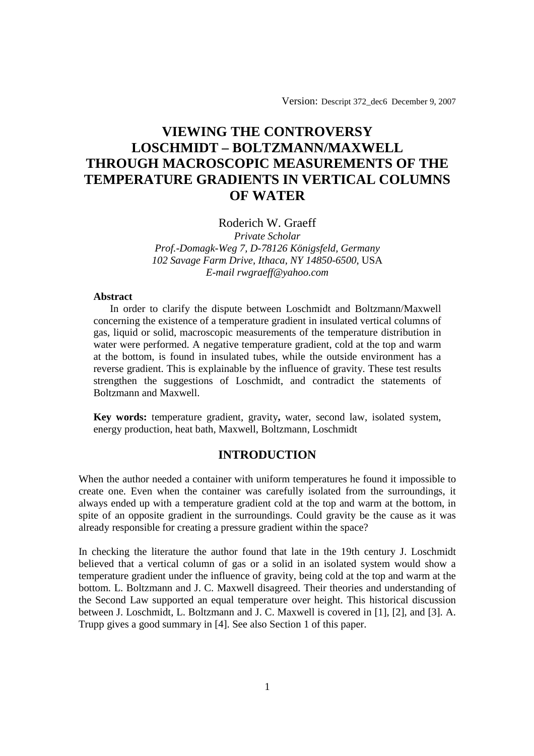Version: Descript 372_dec6 December 9, 2007

# VIEWING THE CONTROVERSY LOSCHMIDT – BOLTZMANN/MAXWELL THROUGH MACROSCOPIC MEASUREMENTS OF THE TEMPERATURE GRADIENTS IN VERTICAL COLUMNS OF WATER

Roderich W. Graeff

*Private Scholar*
*Prof.-Domagk-Weg 7, D-78126 Königsfeld, Germany*
*102 Savage Farm Drive, Ithaca, NY 14850-6500,* USA
*E-mail rwgraeff@yahoo.com*

**Abstract**

In order to clarify the dispute between Loschmidt and Boltzmann/Maxwell concerning the existence of a temperature gradient in insulated vertical columns of gas, liquid or solid, macroscopic measurements of the temperature distribution in water were performed. A negative temperature gradient, cold at the top and warm at the bottom, is found in insulated tubes, while the outside environment has a reverse gradient. This is explainable by the influence of gravity. These test results strengthen the suggestions of Loschmidt, and contradict the statements of Boltzmann and Maxwell.

**Key words:** temperature gradient, gravity**,** water, second law, isolated system, energy production, heat bath, Maxwell, Boltzmann, Loschmidt

## INTRODUCTION

When the author needed a container with uniform temperatures he found it impossible to create one. Even when the container was carefully isolated from the surroundings, it always ended up with a temperature gradient cold at the top and warm at the bottom, in spite of an opposite gradient in the surroundings. Could gravity be the cause as it was already responsible for creating a pressure gradient within the space?

In checking the literature the author found that late in the 19th century J. Loschmidt believed that a vertical column of gas or a solid in an isolated system would show a temperature gradient under the influence of gravity, being cold at the top and warm at the bottom. L. Boltzmann and J. C. Maxwell disagreed. Their theories and understanding of the Second Law supported an equal temperature over height. This historical discussion between J. Loschmidt, L. Boltzmann and J. C. Maxwell is covered in [1], [2], and [3]. A. Trupp gives a good summary in [4]. See also Section 1 of this paper.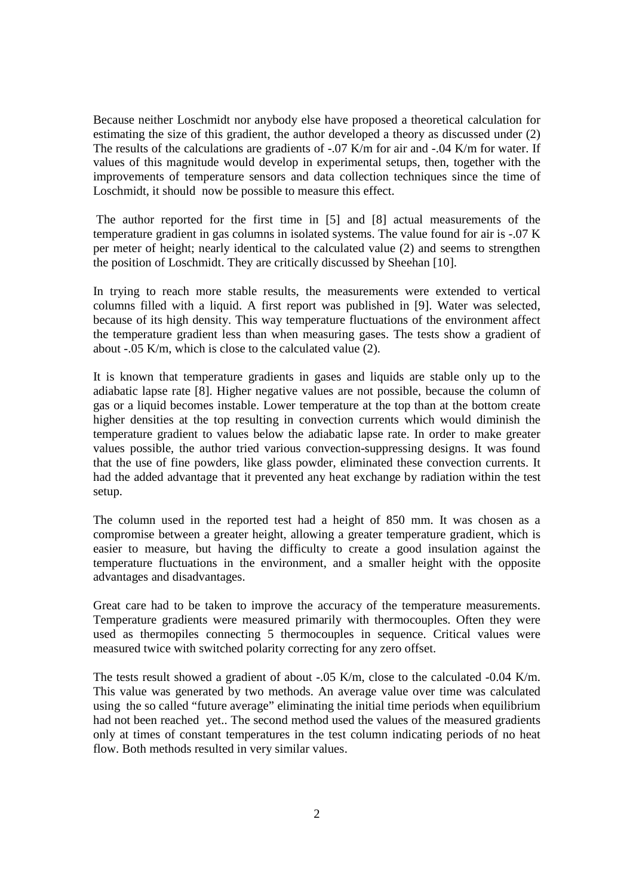Because neither Loschmidt nor anybody else have proposed a theoretical calculation for estimating the size of this gradient, the author developed a theory as discussed under (2) The results of the calculations are gradients of -.07 K/m for air and -.04 K/m for water. If values of this magnitude would develop in experimental setups, then, together with the improvements of temperature sensors and data collection techniques since the time of Loschmidt, it should now be possible to measure this effect.

The author reported for the first time in [5] and [8] actual measurements of the temperature gradient in gas columns in isolated systems. The value found for air is -.07 K per meter of height; nearly identical to the calculated value (2) and seems to strengthen the position of Loschmidt. They are critically discussed by Sheehan [10].

In trying to reach more stable results, the measurements were extended to vertical columns filled with a liquid. A first report was published in [9]. Water was selected, because of its high density. This way temperature fluctuations of the environment affect the temperature gradient less than when measuring gases. The tests show a gradient of about -.05 K/m, which is close to the calculated value (2).

It is known that temperature gradients in gases and liquids are stable only up to the adiabatic lapse rate [8]. Higher negative values are not possible, because the column of gas or a liquid becomes instable. Lower temperature at the top than at the bottom create higher densities at the top resulting in convection currents which would diminish the temperature gradient to values below the adiabatic lapse rate. In order to make greater values possible, the author tried various convection-suppressing designs. It was found that the use of fine powders, like glass powder, eliminated these convection currents. It had the added advantage that it prevented any heat exchange by radiation within the test setup.

The column used in the reported test had a height of 850 mm. It was chosen as a compromise between a greater height, allowing a greater temperature gradient, which is easier to measure, but having the difficulty to create a good insulation against the temperature fluctuations in the environment, and a smaller height with the opposite advantages and disadvantages.

Great care had to be taken to improve the accuracy of the temperature measurements. Temperature gradients were measured primarily with thermocouples. Often they were used as thermopiles connecting 5 thermocouples in sequence. Critical values were measured twice with switched polarity correcting for any zero offset.

The tests result showed a gradient of about -.05 K/m, close to the calculated -0.04 K/m. This value was generated by two methods. An average value over time was calculated using the so called "future average" eliminating the initial time periods when equilibrium had not been reached yet.. The second method used the values of the measured gradients only at times of constant temperatures in the test column indicating periods of no heat flow. Both methods resulted in very similar values.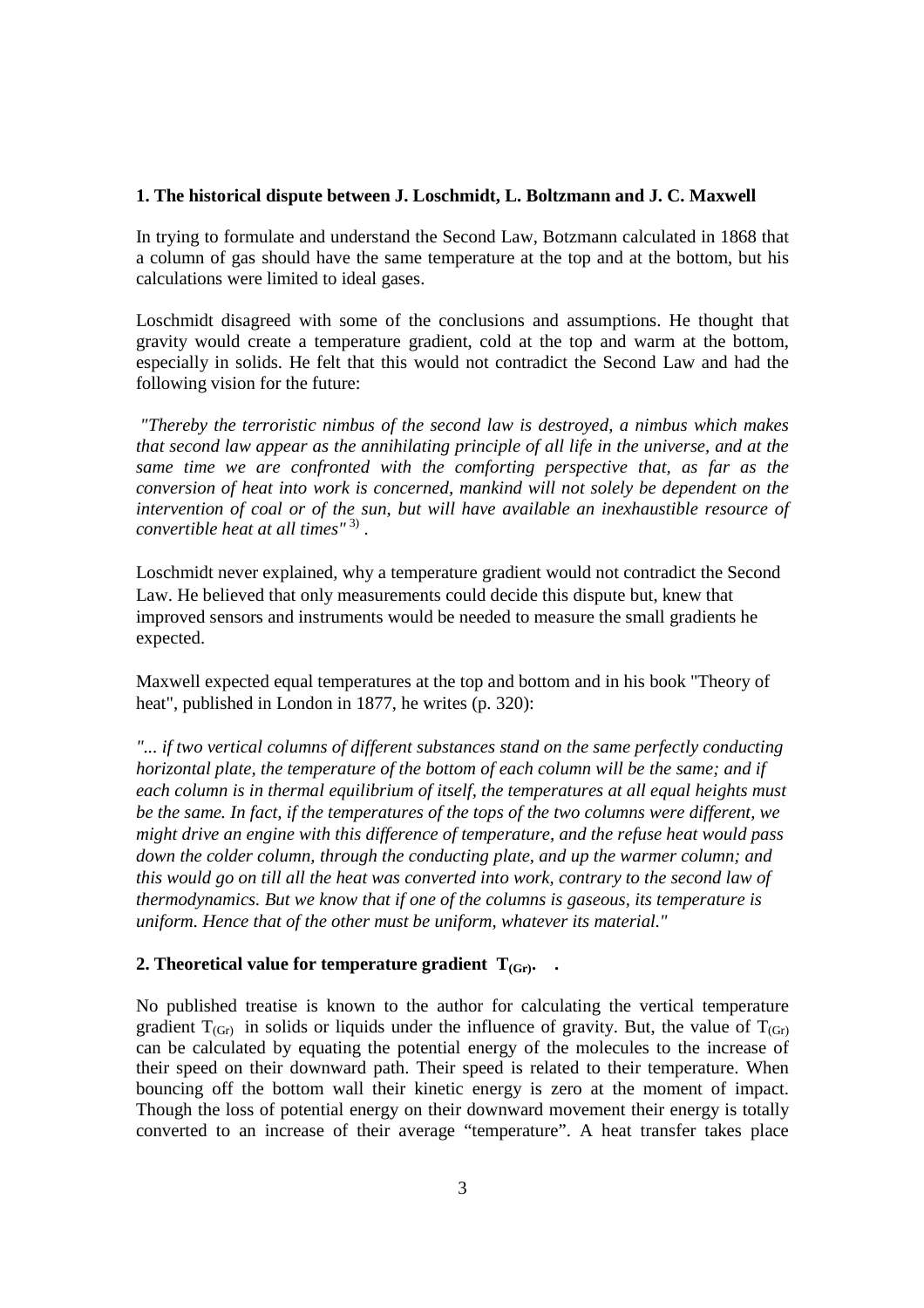## 1. The historical dispute between J. Loschmidt, L. Boltzmann and J. C. Maxwell

In trying to formulate and understand the Second Law, Botzmann calculated in 1868 that a column of gas should have the same temperature at the top and at the bottom, but his calculations were limited to ideal gases.

Loschmidt disagreed with some of the conclusions and assumptions. He thought that gravity would create a temperature gradient, cold at the top and warm at the bottom, especially in solids. He felt that this would not contradict the Second Law and had the following vision for the future:

*"Thereby the terroristic nimbus of the second law is destroyed, a nimbus which makes that second law appear as the annihilating principle of all life in the universe, and at the same time we are confronted with the comforting perspective that, as far as the conversion of heat into work is concerned, mankind will not solely be dependent on the intervention of coal or of the sun, but will have available an inexhaustible resource of convertible heat at all times"* [3) ].

Loschmidt never explained, why a temperature gradient would not contradict the Second Law. He believed that only measurements could decide this dispute but, knew that improved sensors and instruments would be needed to measure the small gradients he expected.

Maxwell expected equal temperatures at the top and bottom and in his book "Theory of heat", published in London in 1877, he writes (p. 320):

*"... if two vertical columns of different substances stand on the same perfectly conducting horizontal plate, the temperature of the bottom of each column will be the same; and if each column is in thermal equilibrium of itself, the temperatures at all equal heights must be the same. In fact, if the temperatures of the tops of the two columns were different, we might drive an engine with this difference of temperature, and the refuse heat would pass down the colder column, through the conducting plate, and up the warmer column; and this would go on till all the heat was converted into work, contrary to the second law of thermodynamics. But we know that if one of the columns is gaseous, its temperature is uniform. Hence that of the other must be uniform, whatever its material."*

## 2. Theoretical value for temperature gradient $T_{(Gr)}$.

No published treatise is known to the author for calculating the vertical temperature gradient $T_{(Gr)}$ in solids or liquids under the influence of gravity. But, the value of $T_{(Gr)}$ can be calculated by equating the potential energy of the molecules to the increase of their speed on their downward path. Their speed is related to their temperature. When bouncing off the bottom wall their kinetic energy is zero at the moment of impact. Though the loss of potential energy on their downward movement their energy is totally converted to an increase of their average "temperature". A heat transfer takes place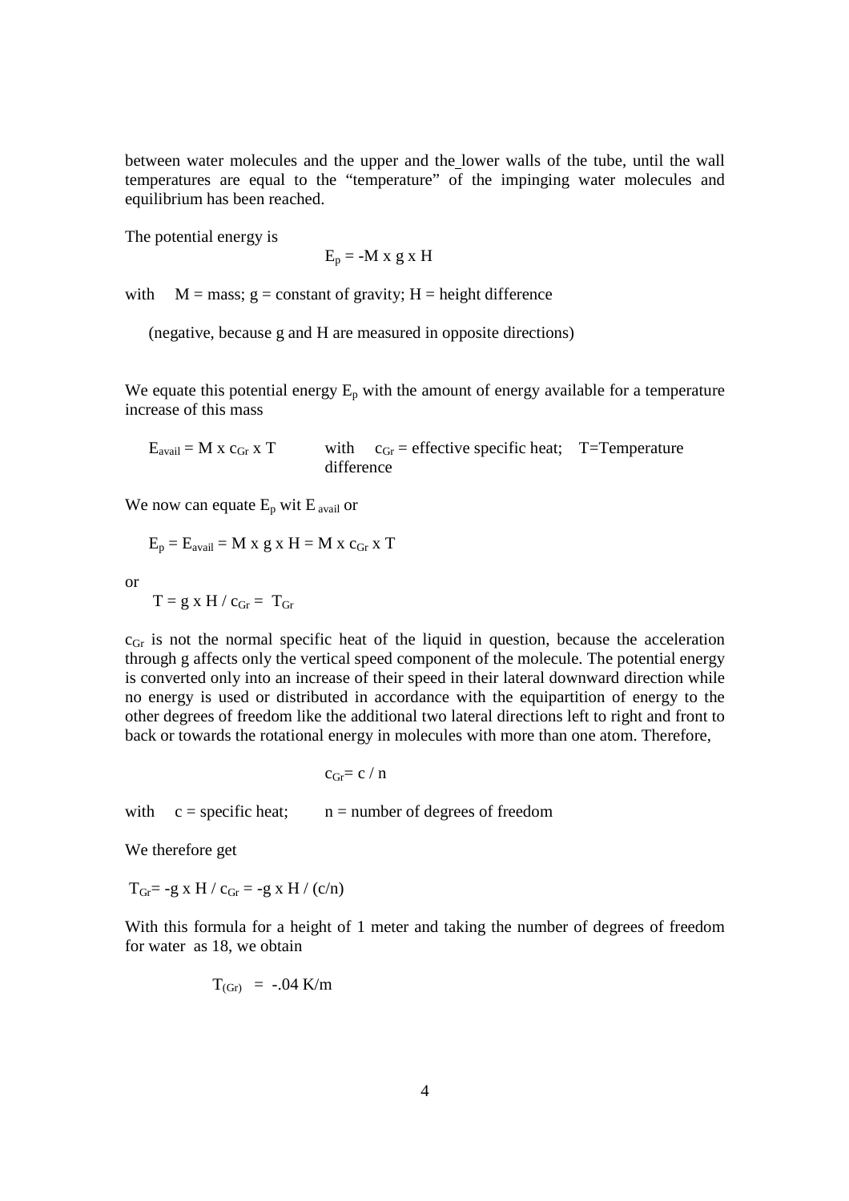between water molecules and the upper and the lower walls of the tube, until the wall temperatures are equal to the "temperature" of the impinging water molecules and equilibrium has been reached.

The potential energy is

$$E_p = -M \text{ x } g \text{ x } H$$

with $M$ = mass; $g$ = constant of gravity; $H$ = height difference

(negative, because g and H are measured in opposite directions)

We equate this potential energy $E_p$ with the amount of energy available for a temperature increase of this mass

$E_{avail} = M \text{ x } c_{Gr} \text{ x } T$ with $c_{Gr}$ = effective specific heat; T=Temperature difference

We now can equate $E_p$ wit $E_{avail}$ or

$$E_p = E_{avail} = M \text{ x } g \text{ x } H = M \text{ x } c_{Gr} \text{ x } T$$

or

$$T = g \text{ x } H / c_{Gr} = T_{Gr}$$

$c_{Gr}$ is not the normal specific heat of the liquid in question, because the acceleration through g affects only the vertical speed component of the molecule. The potential energy is converted only into an increase of their speed in their lateral downward direction while no energy is used or distributed in accordance with the equipartition of energy to the other degrees of freedom like the additional two lateral directions left to right and front to back or towards the rotational energy in molecules with more than one atom. Therefore,

$$c_{Gr} = c / n$$

with $c$ = specific heat; $n$ = number of degrees of freedom

We therefore get

$$T_{Gr} = -g \text{ x } H / c_{Gr} = -g \text{ x } H / (c/n)$$

With this formula for a height of 1 meter and taking the number of degrees of freedom for water as 18, we obtain

$$T_{(Gr)} = -.04 \text{ K/m}$$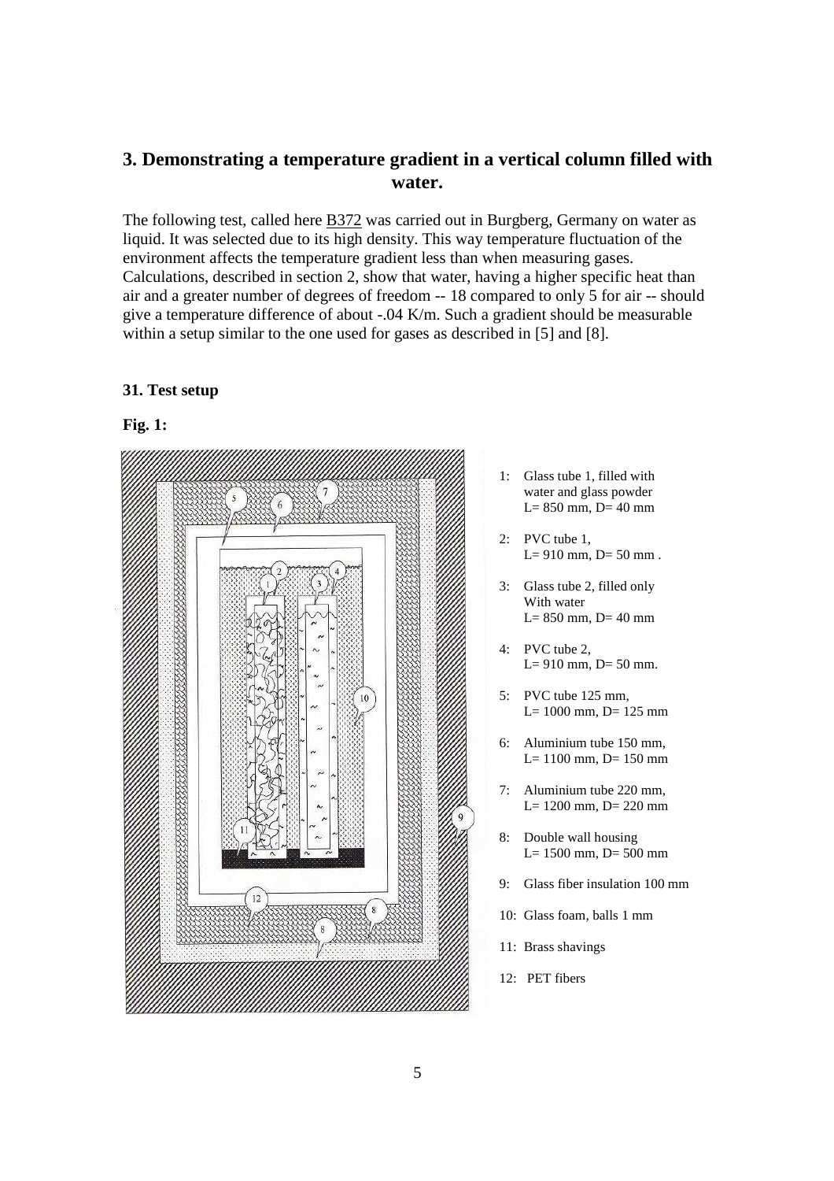## 3. Demonstrating a temperature gradient in a vertical column filled with water.

The following test, called here B372 was carried out in Burgberg, Germany on water as liquid. It was selected due to its high density. This way temperature fluctuation of the environment affects the temperature gradient less than when measuring gases. Calculations, described in section 2, show that water, having a higher specific heat than air and a greater number of degrees of freedom -- 18 compared to only 5 for air -- should give a temperature difference of about -.04 K/m. Such a gradient should be measurable within a setup similar to the one used for gases as described in [5] and [8].

### 31. Test setup

**Fig. 1:**

1: Glass tube 1, filled with water and glass powder L= 850 mm, D= 40 mm

2: PVC tube 1, L= 910 mm, D= 50 mm .

3: Glass tube 2, filled only With water L= 850 mm, D= 40 mm

4: PVC tube 2, L= 910 mm, D= 50 mm.

5: PVC tube 125 mm, L= 1000 mm, D= 125 mm

6: Aluminium tube 150 mm, L= 1100 mm, D= 150 mm

7: Aluminium tube 220 mm, L= 1200 mm, D= 220 mm

8: Double wall housing L= 1500 mm, D= 500 mm

9: Glass fiber insulation 100 mm

10: Glass foam, balls 1 mm

11: Brass shavings

12: PET fibers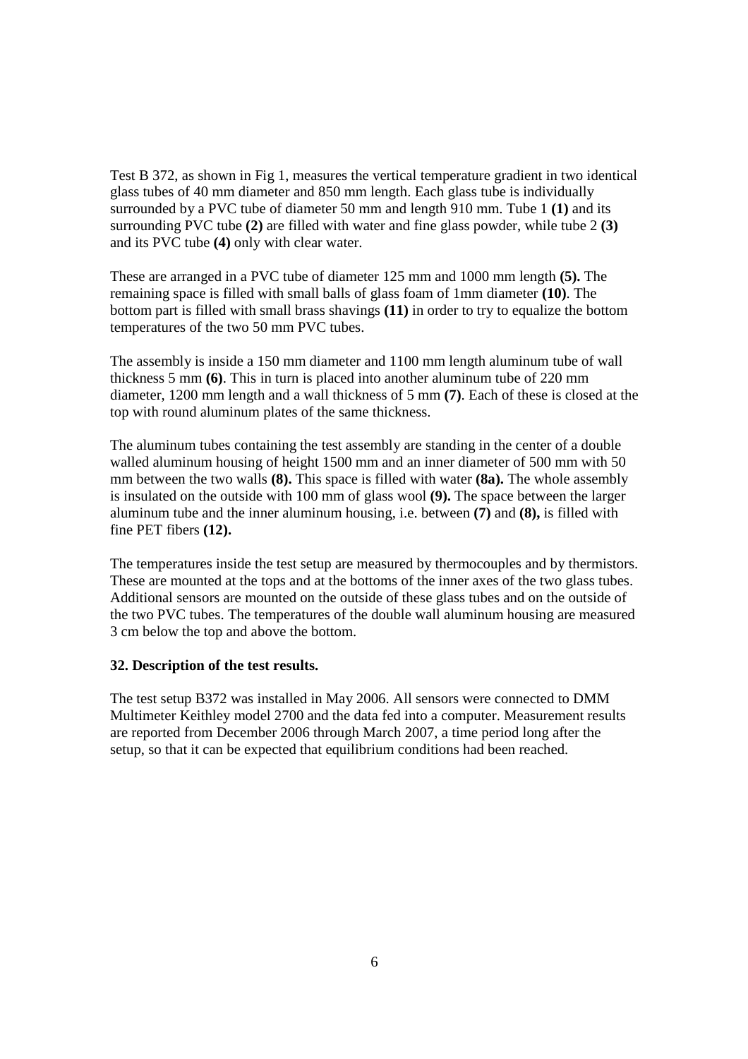Test B 372, as shown in Fig 1, measures the vertical temperature gradient in two identical glass tubes of 40 mm diameter and 850 mm length. Each glass tube is individually surrounded by a PVC tube of diameter 50 mm and length 910 mm. Tube 1 **(1)** and its surrounding PVC tube **(2)** are filled with water and fine glass powder, while tube 2 **(3)** and its PVC tube **(4)** only with clear water.

These are arranged in a PVC tube of diameter 125 mm and 1000 mm length **(5).** The remaining space is filled with small balls of glass foam of 1mm diameter **(10)**. The bottom part is filled with small brass shavings **(11)** in order to try to equalize the bottom temperatures of the two 50 mm PVC tubes.

The assembly is inside a 150 mm diameter and 1100 mm length aluminum tube of wall thickness 5 mm **(6)**. This in turn is placed into another aluminum tube of 220 mm diameter, 1200 mm length and a wall thickness of 5 mm **(7)**. Each of these is closed at the top with round aluminum plates of the same thickness.

The aluminum tubes containing the test assembly are standing in the center of a double walled aluminum housing of height 1500 mm and an inner diameter of 500 mm with 50 mm between the two walls **(8).** This space is filled with water **(8a).** The whole assembly is insulated on the outside with 100 mm of glass wool **(9).** The space between the larger aluminum tube and the inner aluminum housing, i.e. between **(7)** and **(8),** is filled with fine PET fibers **(12).**

The temperatures inside the test setup are measured by thermocouples and by thermistors. These are mounted at the tops and at the bottoms of the inner axes of the two glass tubes. Additional sensors are mounted on the outside of these glass tubes and on the outside of the two PVC tubes. The temperatures of the double wall aluminum housing are measured 3 cm below the top and above the bottom.

### 32. Description of the test results.

The test setup B372 was installed in May 2006. All sensors were connected to DMM Multimeter Keithley model 2700 and the data fed into a computer. Measurement results are reported from December 2006 through March 2007, a time period long after the setup, so that it can be expected that equilibrium conditions had been reached.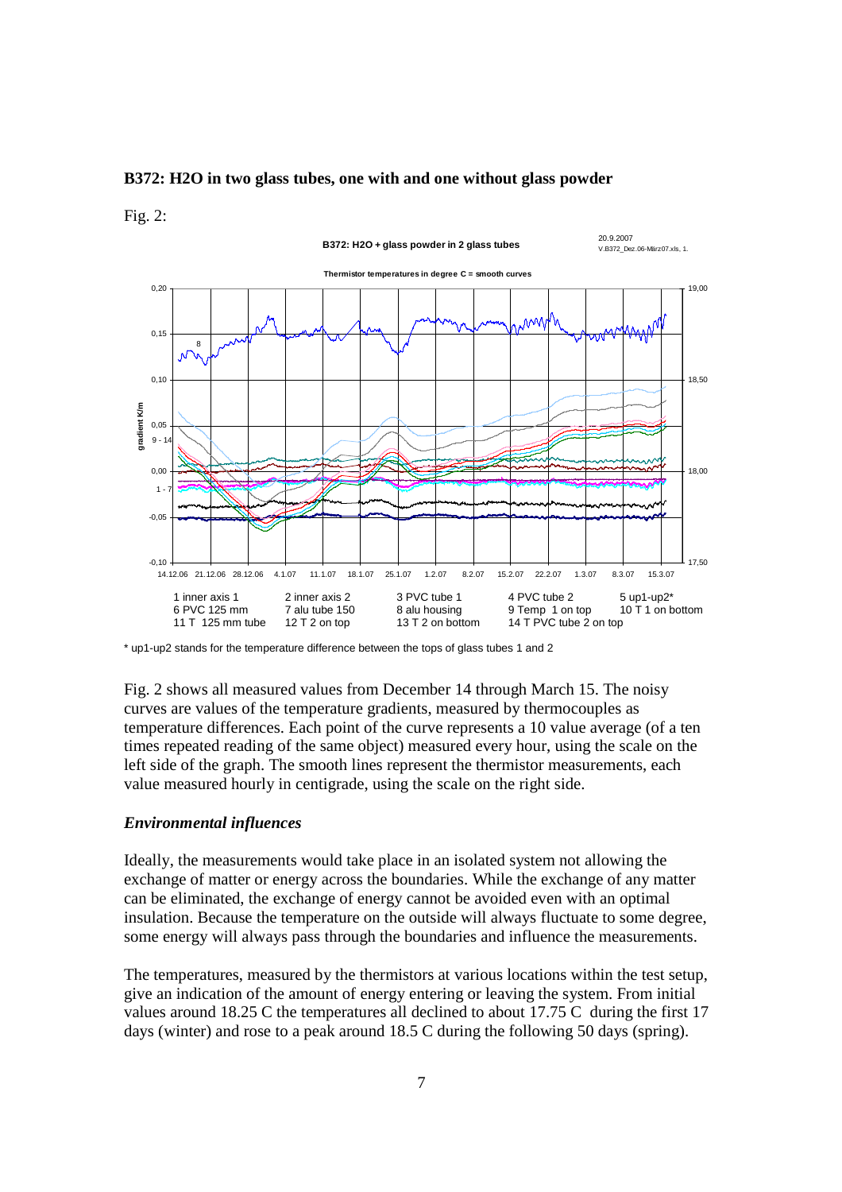**B372: $H_2O$ in two glass tubes, one with and one without glass powder**

Fig. 2:

\* up1-up2 stands for the temperature difference between the tops of glass tubes 1 and 2

Fig. 2 shows all measured values from December 14 through March 15. The noisy curves are values of the temperature gradients, measured by thermocouples as temperature differences. Each point of the curve represents a 10 value average (of a ten times repeated reading of the same object) measured every hour, using the scale on the left side of the graph. The smooth lines represent the thermistor measurements, each value measured hourly in centigrade, using the scale on the right side.

### *Environmental influences*

Ideally, the measurements would take place in an isolated system not allowing the exchange of matter or energy across the boundaries. While the exchange of any matter can be eliminated, the exchange of energy cannot be avoided even with an optimal insulation. Because the temperature on the outside will always fluctuate to some degree, some energy will always pass through the boundaries and influence the measurements.

The temperatures, measured by the thermistors at various locations within the test setup, give an indication of the amount of energy entering or leaving the system. From initial values around 18.25 C the temperatures all declined to about 17.75 C during the first 17 days (winter) and rose to a peak around 18.5 C during the following 50 days (spring).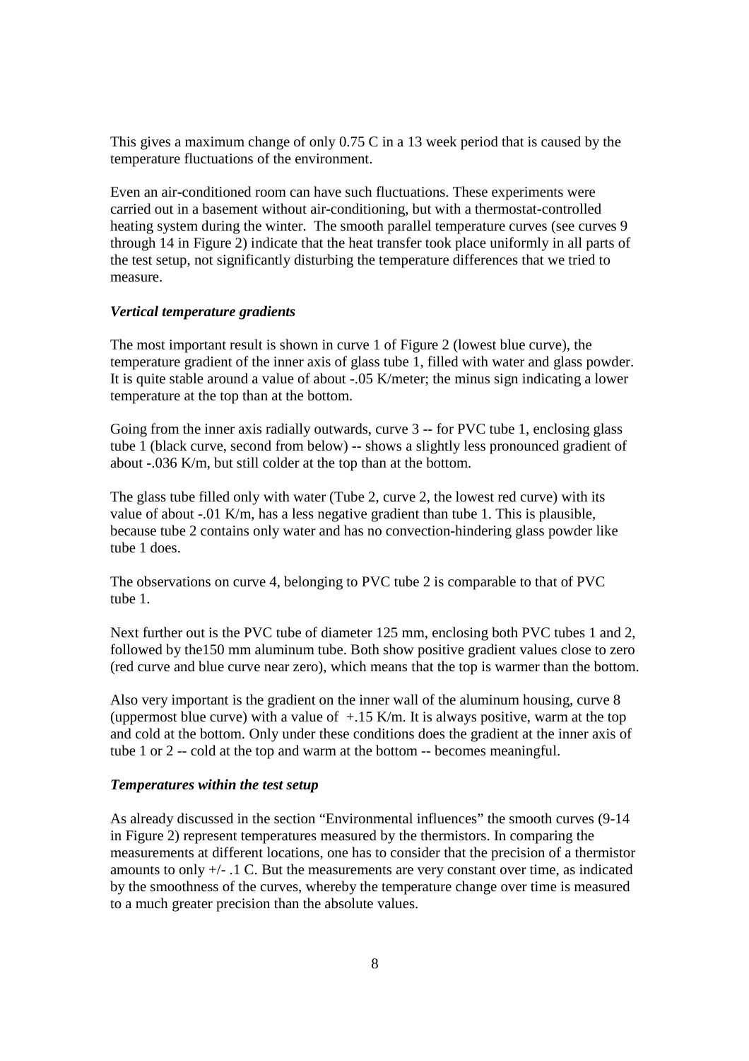This gives a maximum change of only 0.75 C in a 13 week period that is caused by the temperature fluctuations of the environment.

Even an air-conditioned room can have such fluctuations. These experiments were carried out in a basement without air-conditioning, but with a thermostat-controlled heating system during the winter. The smooth parallel temperature curves (see curves 9 through 14 in Figure 2) indicate that the heat transfer took place uniformly in all parts of the test setup, not significantly disturbing the temperature differences that we tried to measure.

### *Vertical temperature gradients*

The most important result is shown in curve 1 of Figure 2 (lowest blue curve), the temperature gradient of the inner axis of glass tube 1, filled with water and glass powder. It is quite stable around a value of about -.05 K/meter; the minus sign indicating a lower temperature at the top than at the bottom.

Going from the inner axis radially outwards, curve 3 -- for PVC tube 1, enclosing glass tube 1 (black curve, second from below) -- shows a slightly less pronounced gradient of about -.036 K/m, but still colder at the top than at the bottom.

The glass tube filled only with water (Tube 2, curve 2, the lowest red curve) with its value of about -.01 K/m, has a less negative gradient than tube 1. This is plausible, because tube 2 contains only water and has no convection-hindering glass powder like tube 1 does.

The observations on curve 4, belonging to PVC tube 2 is comparable to that of PVC tube 1.

Next further out is the PVC tube of diameter 125 mm, enclosing both PVC tubes 1 and 2, followed by the150 mm aluminum tube. Both show positive gradient values close to zero (red curve and blue curve near zero), which means that the top is warmer than the bottom.

Also very important is the gradient on the inner wall of the aluminum housing, curve 8 (uppermost blue curve) with a value of +.15 K/m. It is always positive, warm at the top and cold at the bottom. Only under these conditions does the gradient at the inner axis of tube 1 or 2 -- cold at the top and warm at the bottom -- becomes meaningful.

### *Temperatures within the test setup*

As already discussed in the section "Environmental influences" the smooth curves (9-14 in Figure 2) represent temperatures measured by the thermistors. In comparing the measurements at different locations, one has to consider that the precision of a thermistor amounts to only +/- .1 C. But the measurements are very constant over time, as indicated by the smoothness of the curves, whereby the temperature change over time is measured to a much greater precision than the absolute values.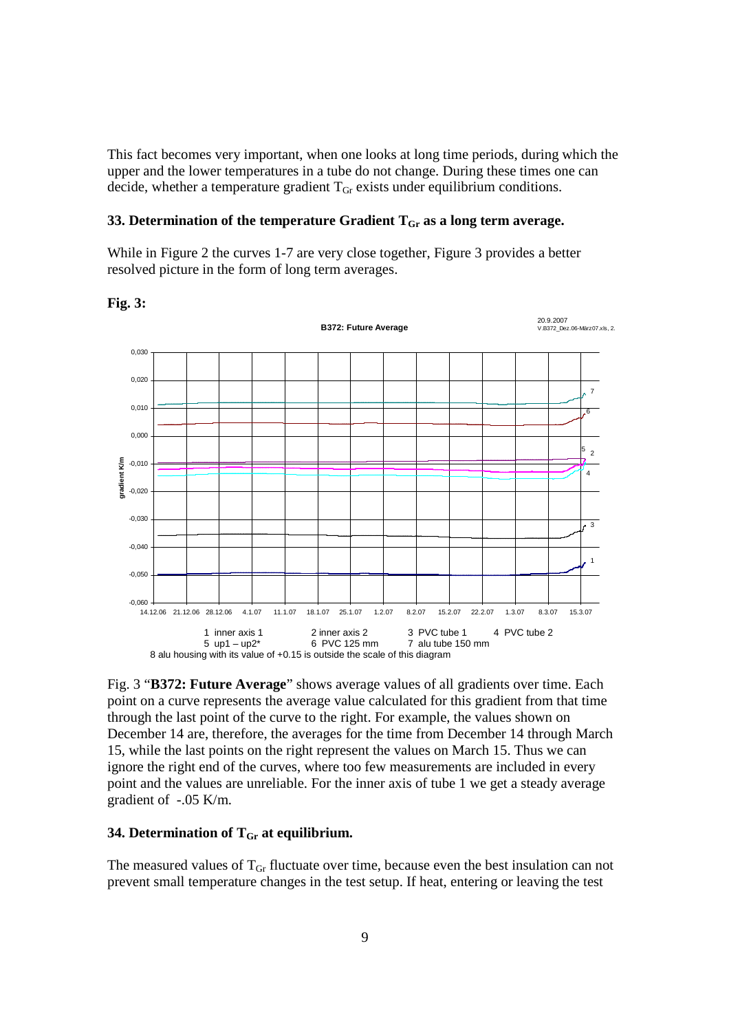This fact becomes very important, when one looks at long time periods, during which the upper and the lower temperatures in a tube do not change. During these times one can decide, whether a temperature gradient $T_{Gr}$ exists under equilibrium conditions.

## 33. Determination of the temperature Gradient $T_{Gr}$ as a long term average.

While in Figure 2 the curves 1-7 are very close together, Figure 3 provides a better resolved picture in the form of long term averages.

**Fig. 3:**

B372: Future Average

1 inner axis 1 2 inner axis 2 3 PVC tube 1 4 PVC tube 2
5 up1 – up2* 6 PVC 125 mm 7 alu tube 150 mm
8 alu housing with its value of +0.15 is outside the scale of this diagram

Fig. 3 "**B372: Future Average**" shows average values of all gradients over time. Each point on a curve represents the average value calculated for this gradient from that time through the last point of the curve to the right. For example, the values shown on December 14 are, therefore, the averages for the time from December 14 through March 15, while the last points on the right represent the values on March 15. Thus we can ignore the right end of the curves, where too few measurements are included in every point and the values are unreliable. For the inner axis of tube 1 we get a steady average gradient of -.05 K/m.

## 34. Determination of $T_{Gr}$ at equilibrium.

The measured values of $T_{Gr}$ fluctuate over time, because even the best insulation can not prevent small temperature changes in the test setup. If heat, entering or leaving the test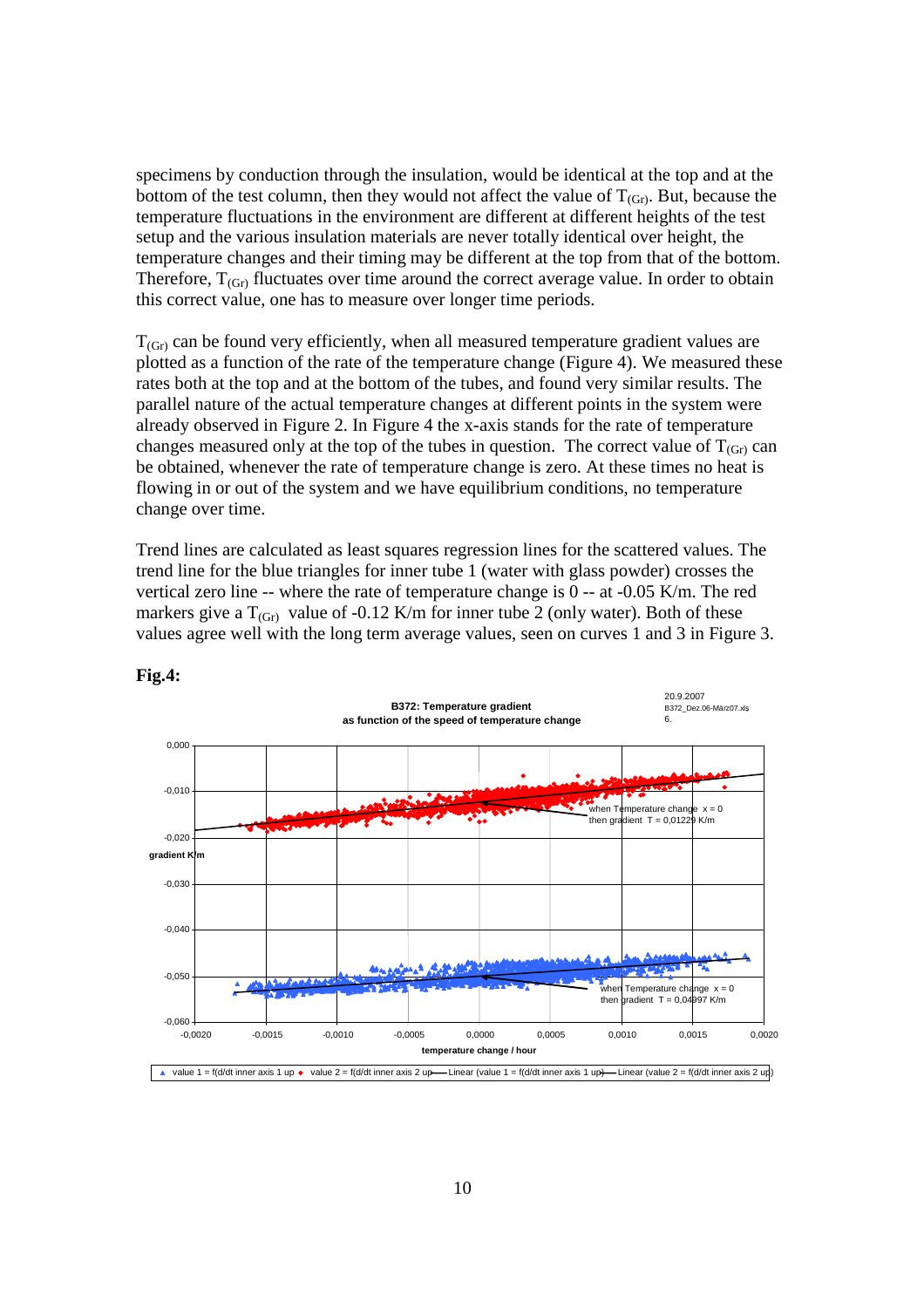specimens by conduction through the insulation, would be identical at the top and at the bottom of the test column, then they would not affect the value of $T_{(Gr)}$. But, because the temperature fluctuations in the environment are different at different heights of the test setup and the various insulation materials are never totally identical over height, the temperature changes and their timing may be different at the top from that of the bottom. Therefore, $T_{(Gr)}$ fluctuates over time around the correct average value. In order to obtain this correct value, one has to measure over longer time periods.

$T_{(Gr)}$ can be found very efficiently, when all measured temperature gradient values are plotted as a function of the rate of the temperature change (Figure 4). We measured these rates both at the top and at the bottom of the tubes, and found very similar results. The parallel nature of the actual temperature changes at different points in the system were already observed in Figure 2. In Figure 4 the x-axis stands for the rate of temperature changes measured only at the top of the tubes in question. The correct value of $T_{(Gr)}$ can be obtained, whenever the rate of temperature change is zero. At these times no heat is flowing in or out of the system and we have equilibrium conditions, no temperature change over time.

Trend lines are calculated as least squares regression lines for the scattered values. The trend line for the blue triangles for inner tube 1 (water with glass powder) crosses the vertical zero line -- where the rate of temperature change is 0 -- at -0.05 K/m. The red markers give a $T_{(Gr)}$ value of -0.12 K/m for inner tube 2 (only water). Both of these values agree well with the long term average values, seen on curves 1 and 3 in Figure 3.

**Fig.4:**

B372: Temperature gradient as function of the speed of temperature change

20.9.2007 B372_Dez.06-März07.xls 6.

when Temperature change x = 0 then gradient T = 0,01229 K/m

when Temperature change x = 0 then gradient T = 0,04997 K/m

gradient K/m

temperature change / hour

value 1 = f(d/dt inner axis 1 up; value 2 = f(d/dt inner axis 2 up; Linear (value 1 = f(d/dt inner axis 1 up); Linear (value 2 = f(d/dt inner axis 2 up)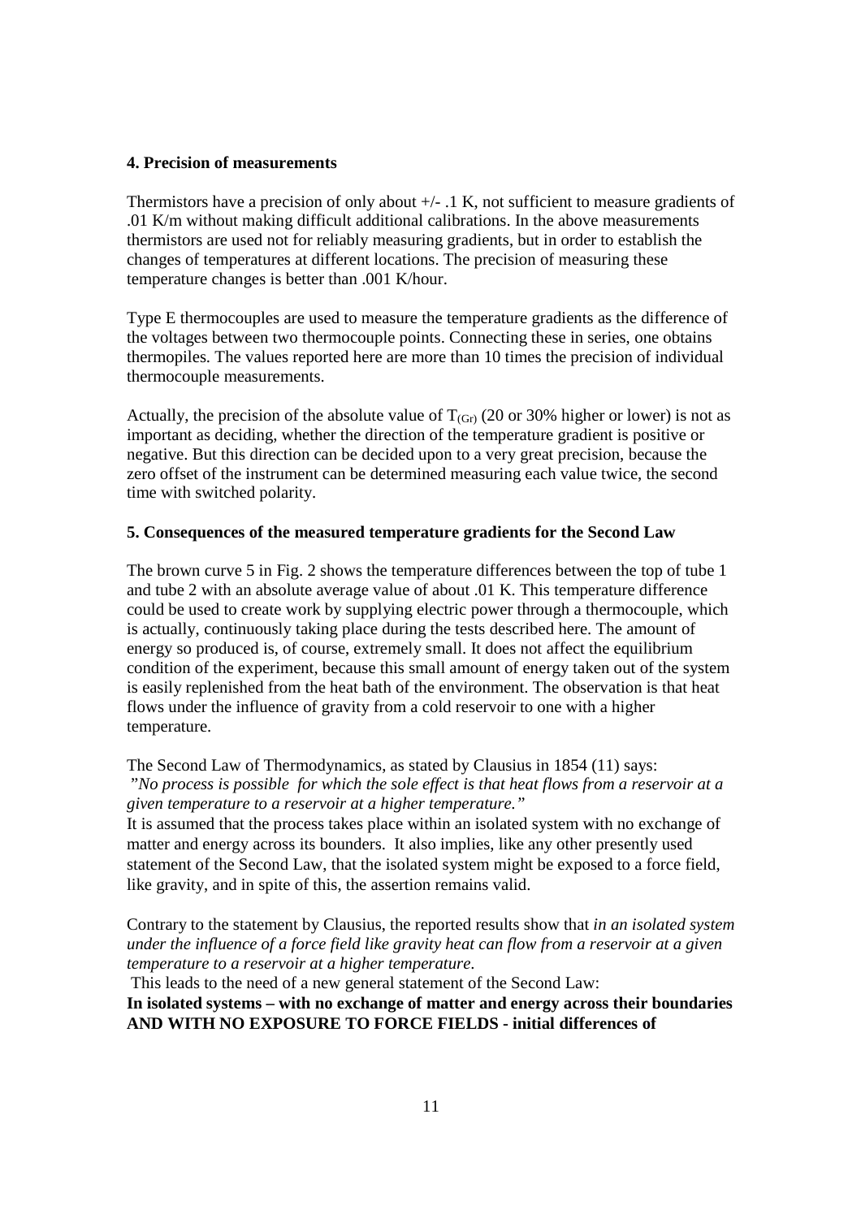### 4. Precision of measurements

Thermistors have a precision of only about +/- .1 K, not sufficient to measure gradients of .01 K/m without making difficult additional calibrations. In the above measurements thermistors are used not for reliably measuring gradients, but in order to establish the changes of temperatures at different locations. The precision of measuring these temperature changes is better than .001 K/hour.

Type E thermocouples are used to measure the temperature gradients as the difference of the voltages between two thermocouple points. Connecting these in series, one obtains thermopiles. The values reported here are more than 10 times the precision of individual thermocouple measurements.

Actually, the precision of the absolute value of $T_{(Gr)}$ (20 or 30% higher or lower) is not as important as deciding, whether the direction of the temperature gradient is positive or negative. But this direction can be decided upon to a very great precision, because the zero offset of the instrument can be determined measuring each value twice, the second time with switched polarity.

### 5. Consequences of the measured temperature gradients for the Second Law

The brown curve 5 in Fig. 2 shows the temperature differences between the top of tube 1 and tube 2 with an absolute average value of about .01 K. This temperature difference could be used to create work by supplying electric power through a thermocouple, which is actually, continuously taking place during the tests described here. The amount of energy so produced is, of course, extremely small. It does not affect the equilibrium condition of the experiment, because this small amount of energy taken out of the system is easily replenished from the heat bath of the environment. The observation is that heat flows under the influence of gravity from a cold reservoir to one with a higher temperature.

The Second Law of Thermodynamics, as stated by Clausius in 1854 (11) says:
*"No process is possible for which the sole effect is that heat flows from a reservoir at a given temperature to a reservoir at a higher temperature."*
It is assumed that the process takes place within an isolated system with no exchange of matter and energy across its bounders. It also implies, like any other presently used statement of the Second Law, that the isolated system might be exposed to a force field, like gravity, and in spite of this, the assertion remains valid.

Contrary to the statement by Clausius, the reported results show that *in an isolated system under the influence of a force field like gravity heat can flow from a reservoir at a given temperature to a reservoir at a higher temperature*.
This leads to the need of a new general statement of the Second Law:
**In isolated systems – with no exchange of matter and energy across their boundaries AND WITH NO EXPOSURE TO FORCE FIELDS - initial differences of**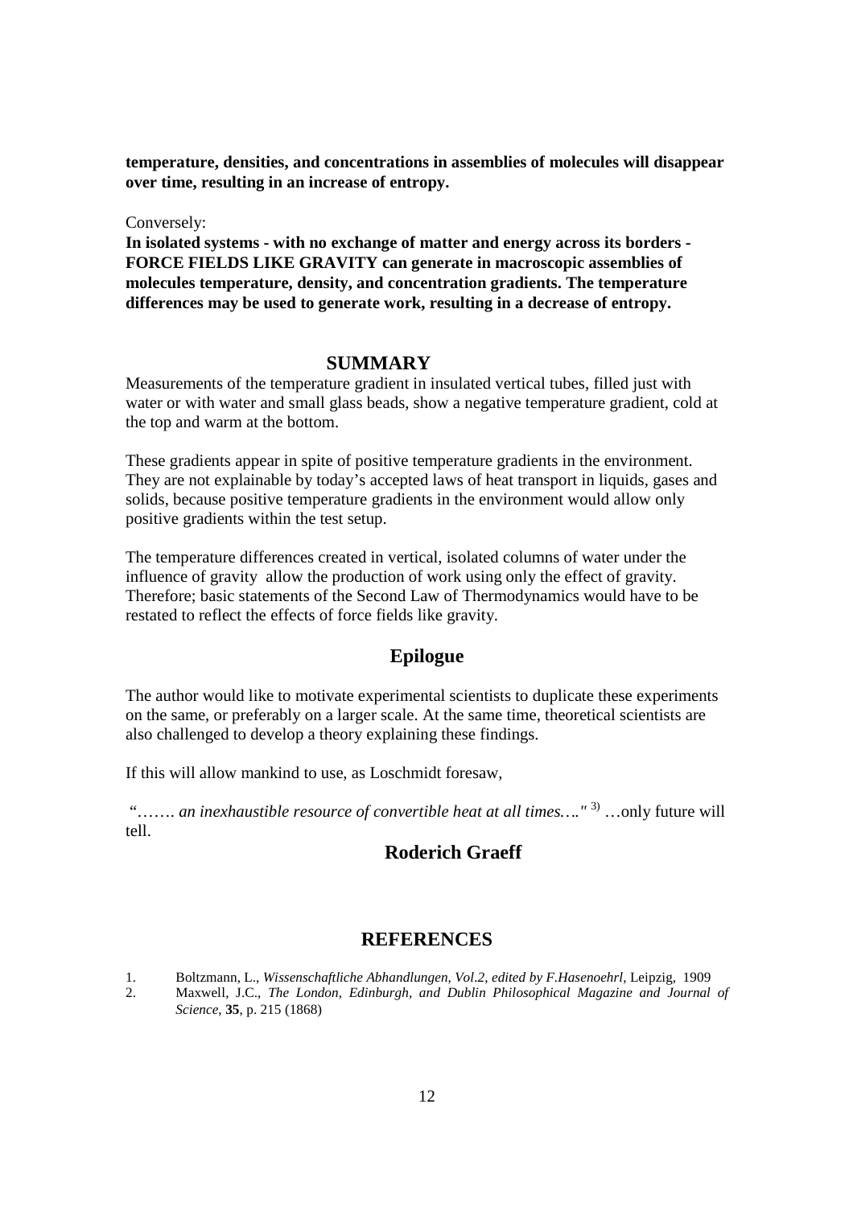**temperature, densities, and concentrations in assemblies of molecules will disappear over time, resulting in an increase of entropy.**

Conversely:

**In isolated systems - with no exchange of matter and energy across its borders - FORCE FIELDS LIKE GRAVITY can generate in macroscopic assemblies of molecules temperature, density, and concentration gradients. The temperature differences may be used to generate work, resulting in a decrease of entropy.**

## SUMMARY

Measurements of the temperature gradient in insulated vertical tubes, filled just with water or with water and small glass beads, show a negative temperature gradient, cold at the top and warm at the bottom.

These gradients appear in spite of positive temperature gradients in the environment. They are not explainable by today's accepted laws of heat transport in liquids, gases and solids, because positive temperature gradients in the environment would allow only positive gradients within the test setup.

The temperature differences created in vertical, isolated columns of water under the influence of gravity allow the production of work using only the effect of gravity. Therefore; basic statements of the Second Law of Thermodynamics would have to be restated to reflect the effects of force fields like gravity.

## Epilogue

The author would like to motivate experimental scientists to duplicate these experiments on the same, or preferably on a larger scale. At the same time, theoretical scientists are also challenged to develop a theory explaining these findings.

If this will allow mankind to use, as Loschmidt foresaw,

"……. *an inexhaustible resource of convertible heat at all times…."* [3] …only future will tell.

**Roderich Graeff**

## REFERENCES

1. Boltzmann, L., *Wissenschaftliche Abhandlungen, Vol.2, edited by F.Hasenoehrl*, Leipzig, 1909
2. Maxwell, J.C., *The London, Edinburgh, and Dublin Philosophical Magazine and Journal of Science*, **35**, p. 215 (1868)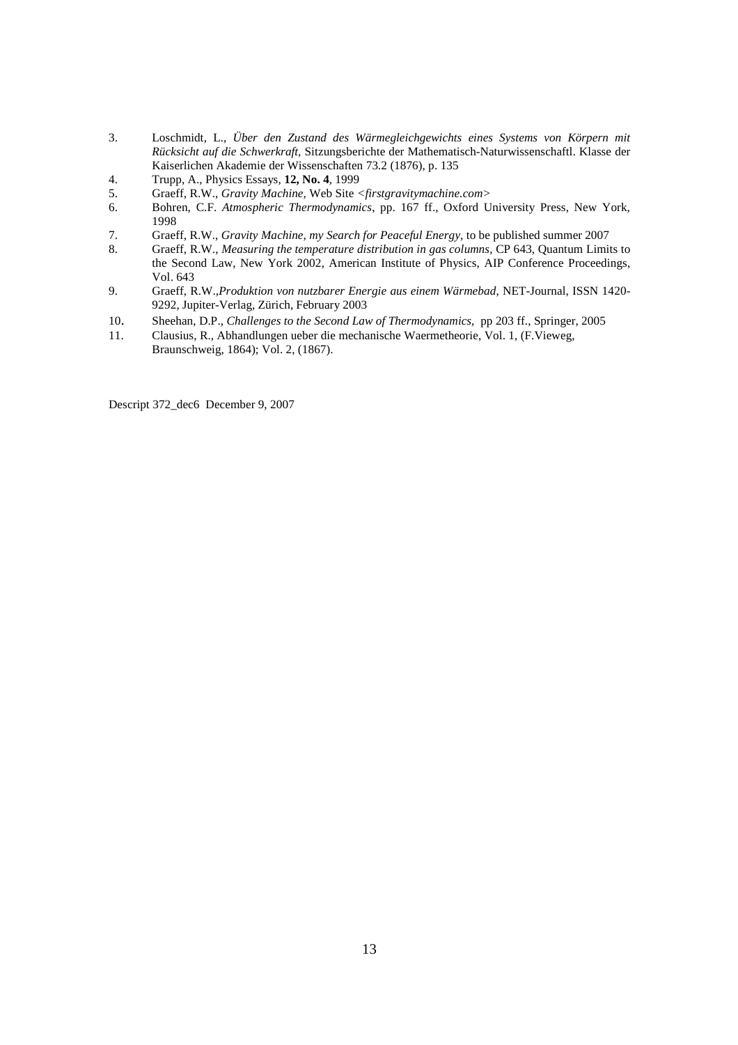3. Loschmidt, L., *Über den Zustand des Wärmegleichgewichts eines Systems von Körpern mit Rücksicht auf die Schwerkraft*, Sitzungsberichte der Mathematisch-Naturwissenschaftl. Klasse der Kaiserlichen Akademie der Wissenschaften 73.2 (1876), p. 135
4. Trupp, A., Physics Essays, **12, No. 4**, 1999
5. Graeff, R.W., *Gravity Machine*, Web Site <*firstgravitymachine.com*>
6. Bohren, C.F. *Atmospheric Thermodynamics*, pp. 167 ff., Oxford University Press, New York, 1998
7. Graeff, R.W., *Gravity Machine, my Search for Peaceful Energy*, to be published summer 2007
8. Graeff, R.W., *Measuring the temperature distribution in gas columns*, CP 643, Quantum Limits to the Second Law, New York 2002, American Institute of Physics, AIP Conference Proceedings, Vol. 643
9. Graeff, R.W.,*Produktion von nutzbarer Energie aus einem Wärmebad*, NET-Journal, ISSN 1420-9292, Jupiter-Verlag, Zürich, February 2003
10. Sheehan, D.P., *Challenges to the Second Law of Thermodynamics*, pp 203 ff., Springer, 2005
11. Clausius, R., Abhandlungen ueber die mechanische Waermetheorie, Vol. 1, (F.Vieweg, Braunschweig, 1864); Vol. 2, (1867).

Descript 372_dec6 December 9, 2007